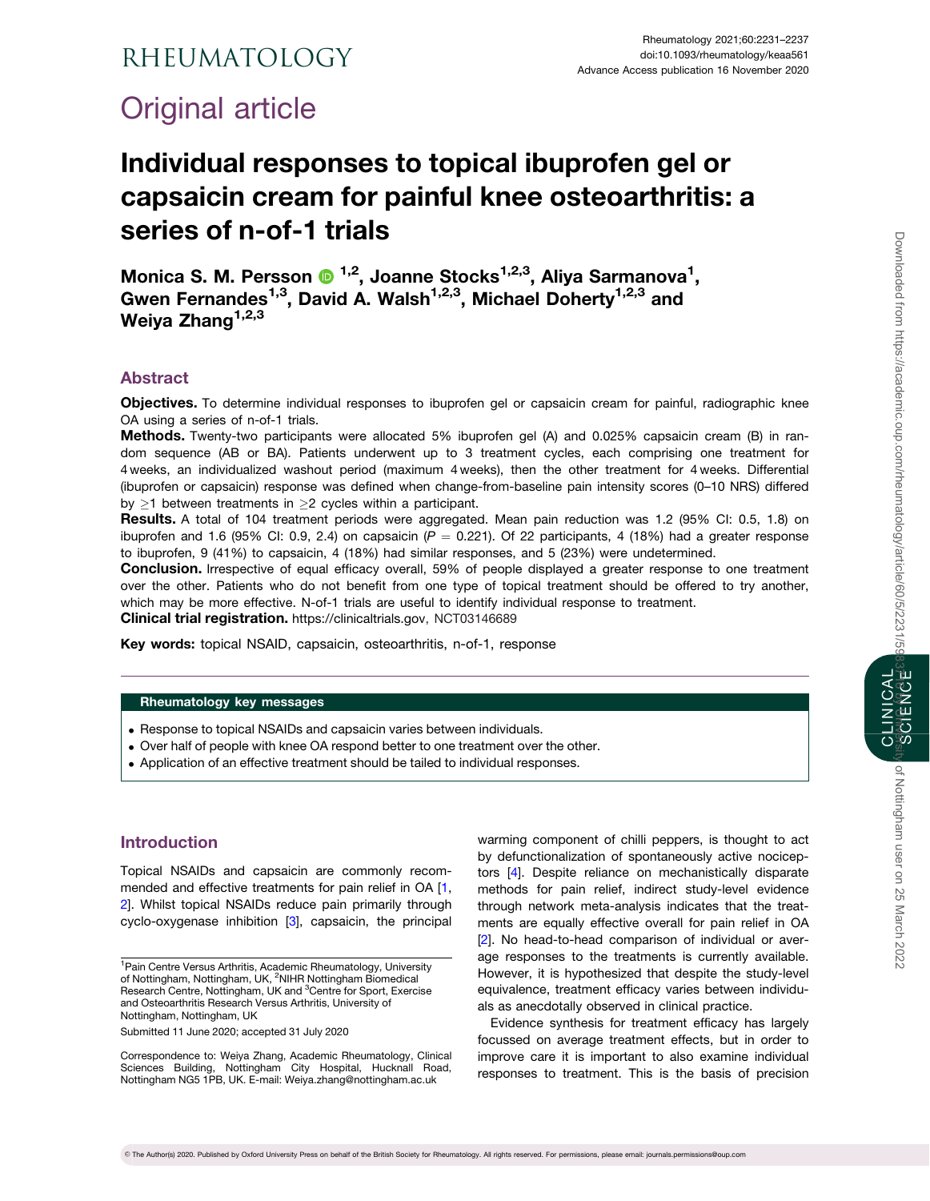# Original article

# Individual responses to topical ibuprofen gel or capsaicin cream for painful knee osteoarthritis: a series of n-of-1 trials

**Monica S. M. Persson [1,2], Joanne Stocks [1,2,3], Aliya Sarmanova [1], Gwen Fernandes [1,3], David A. Walsh [1,2,3], Michael Doherty [1,2,3] and Weiya Zhang [1,2,3]**

## Abstract

**Objectives.** To determine individual responses to ibuprofen gel or capsaicin cream for painful, radiographic knee OA using a series of n-of-1 trials.

**Methods.** Twenty-two participants were allocated 5% ibuprofen gel (A) and 0.025% capsaicin cream (B) in random sequence (AB or BA). Patients underwent up to 3 treatment cycles, each comprising one treatment for 4 weeks, an individualized washout period (maximum 4 weeks), then the other treatment for 4 weeks. Differential (ibuprofen or capsaicin) response was defined when change-from-baseline pain intensity scores (0–10 NRS) differed by ≥1 between treatments in ≥2 cycles within a participant.

**Results.** A total of 104 treatment periods were aggregated. Mean pain reduction was 1.2 (95% CI: 0.5, 1.8) on ibuprofen and 1.6 (95% CI: 0.9, 2.4) on capsaicin ($P = 0.221$). Of 22 participants, 4 (18%) had a greater response to ibuprofen, 9 (41%) to capsaicin, 4 (18%) had similar responses, and 5 (23%) were undetermined.

**Conclusion.** Irrespective of equal efficacy overall, 59% of people displayed a greater response to one treatment over the other. Patients who do not benefit from one type of topical treatment should be offered to try another, which may be more effective. N-of-1 trials are useful to identify individual response to treatment.

**Clinical trial registration.** https://clinicaltrials.gov, NCT03146689

**Key words:** topical NSAID, capsaicin, osteoarthritis, n-of-1, response

### Rheumatology key messages

- Response to topical NSAIDs and capsaicin varies between individuals.
- Over half of people with knee OA respond better to one treatment over the other.
- Application of an effective treatment should be tailed to individual responses.

## Introduction

Topical NSAIDs and capsaicin are commonly recommended and effective treatments for pain relief in OA [1, 2]. Whilst topical NSAIDs reduce pain primarily through cyclo-oxygenase inhibition [3], capsaicin, the principal warming component of chilli peppers, is thought to act by defunctionalization of spontaneously active nociceptors [4]. Despite reliance on mechanistically disparate methods for pain relief, indirect study-level evidence through network meta-analysis indicates that the treatments are equally effective overall for pain relief in OA [2]. No head-to-head comparison of individual or average responses to the treatments is currently available. However, it is hypothesized that despite the study-level equivalence, treatment efficacy varies between individuals as anecdotally observed in clinical practice.

Evidence synthesis for treatment efficacy has largely focussed on average treatment effects, but in order to improve care it is important to also examine individual responses to treatment. This is the basis of precision

[1]Pain Centre Versus Arthritis, Academic Rheumatology, University of Nottingham, Nottingham, UK, [2]NIHR Nottingham Biomedical Research Centre, Nottingham, UK and [3]Centre for Sport, Exercise and Osteoarthritis Research Versus Arthritis, University of Nottingham, Nottingham, UK

Submitted 11 June 2020; accepted 31 July 2020

Correspondence to: Weiya Zhang, Academic Rheumatology, Clinical Sciences Building, Nottingham City Hospital, Hucknall Road, Nottingham NG5 1PB, UK. E-mail: Weiya.zhang@nottingham.ac.uk

© The Author(s) 2020. Published by Oxford University Press on behalf of the British Society for Rheumatology. All rights reserved. For permissions, please email: journals.permissions@oup.com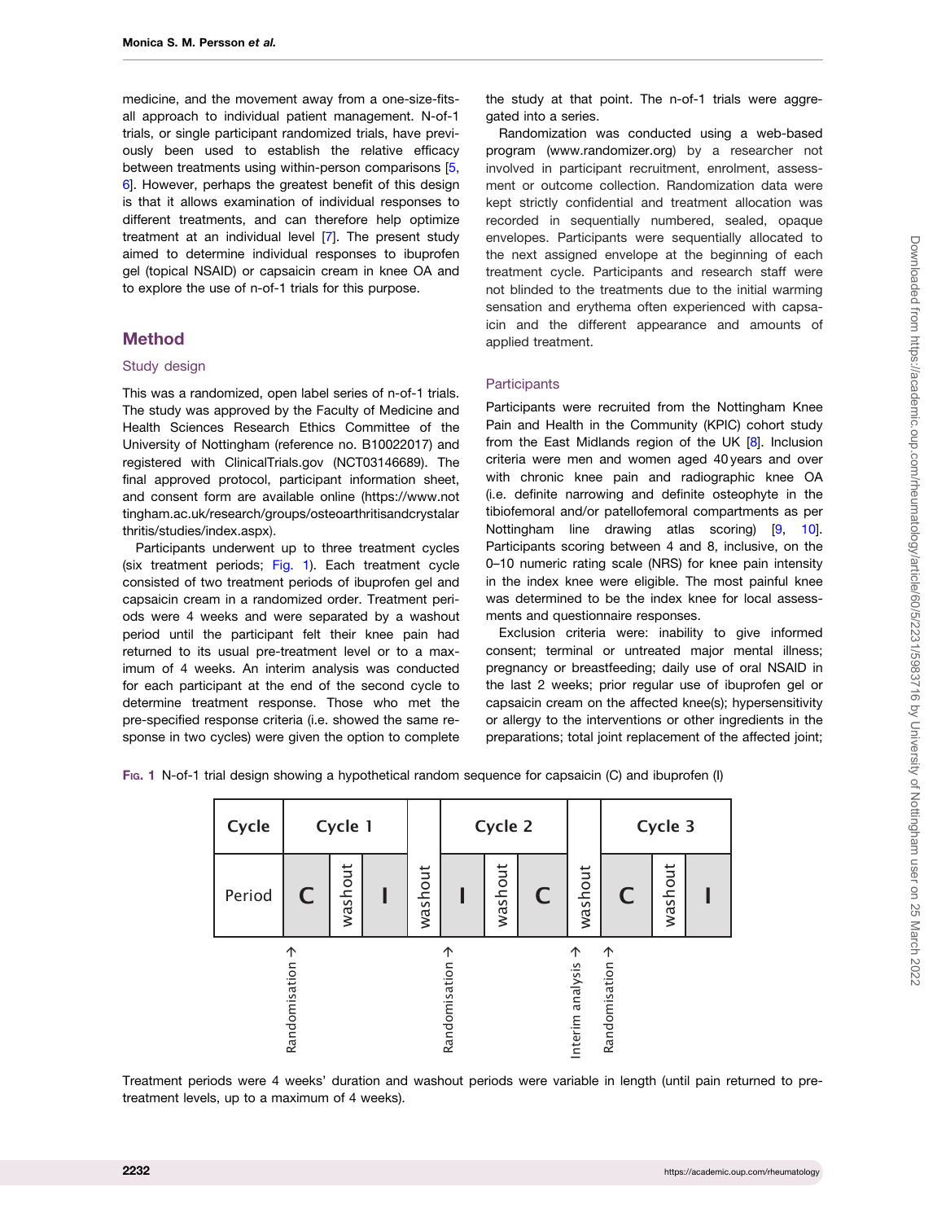medicine, and the movement away from a one-size-fits-all approach to individual patient management. N-of-1 trials, or single participant randomized trials, have previously been used to establish the relative efficacy between treatments using within-person comparisons [5, 6]. However, perhaps the greatest benefit of this design is that it allows examination of individual responses to different treatments, and can therefore help optimize treatment at an individual level [7]. The present study aimed to determine individual responses to ibuprofen gel (topical NSAID) or capsaicin cream in knee OA and to explore the use of n-of-1 trials for this purpose.

## Method

### Study design

This was a randomized, open label series of n-of-1 trials. The study was approved by the Faculty of Medicine and Health Sciences Research Ethics Committee of the University of Nottingham (reference no. B10022017) and registered with ClinicalTrials.gov (NCT03146689). The final approved protocol, participant information sheet, and consent form are available online (https://www.nottingham.ac.uk/research/groups/osteoarthritisandcrystalarthritis/studies/index.aspx).

Participants underwent up to three treatment cycles (six treatment periods; Fig. 1). Each treatment cycle consisted of two treatment periods of ibuprofen gel and capsaicin cream in a randomized order. Treatment periods were 4 weeks and were separated by a washout period until the participant felt their knee pain had returned to its usual pre-treatment level or to a maximum of 4 weeks. An interim analysis was conducted for each participant at the end of the second cycle to determine treatment response. Those who met the pre-specified response criteria (i.e. showed the same response in two cycles) were given the option to complete the study at that point. The n-of-1 trials were aggregated into a series.

Randomization was conducted using a web-based program (www.randomizer.org) by a researcher not involved in participant recruitment, enrolment, assessment or outcome collection. Randomization data were kept strictly confidential and treatment allocation was recorded in sequentially numbered, sealed, opaque envelopes. Participants were sequentially allocated to the next assigned envelope at the beginning of each treatment cycle. Participants and research staff were not blinded to the treatments due to the initial warming sensation and erythema often experienced with capsaicin and the different appearance and amounts of applied treatment.

### Participants

Participants were recruited from the Nottingham Knee Pain and Health in the Community (KPIC) cohort study from the East Midlands region of the UK [8]. Inclusion criteria were men and women aged 40 years and over with chronic knee pain and radiographic knee OA (i.e. definite narrowing and definite osteophyte in the tibiofemoral and/or patellofemoral compartments as per Nottingham line drawing atlas scoring) [9, 10]. Participants scoring between 4 and 8, inclusive, on the 0–10 numeric rating scale (NRS) for knee pain intensity in the index knee were eligible. The most painful knee was determined to be the index knee for local assessments and questionnaire responses.

Exclusion criteria were: inability to give informed consent; terminal or untreated major mental illness; pregnancy or breastfeeding; daily use of oral NSAID in the last 2 weeks; prior regular use of ibuprofen gel or capsaicin cream on the affected knee(s); hypersensitivity or allergy to the interventions or other ingredients in the preparations; total joint replacement of the affected joint;

Fig. 1 N-of-1 trial design showing a hypothetical random sequence for capsaicin (C) and ibuprofen (I)

| Cycle | Cycle 1 | | | | Cycle 2 | | | | Cycle 3 | | |
|---|---|---|---|---|---|---|---|---|---|---|---|
| Period | C | washout | I | washout | I | washout | C | washout | C | washout | I |
| | Randomisation → | | | | Randomisation → | | | Interim analysis → | Randomisation → | | |

Treatment periods were 4 weeks' duration and washout periods were variable in length (until pain returned to pre-treatment levels, up to a maximum of 4 weeks).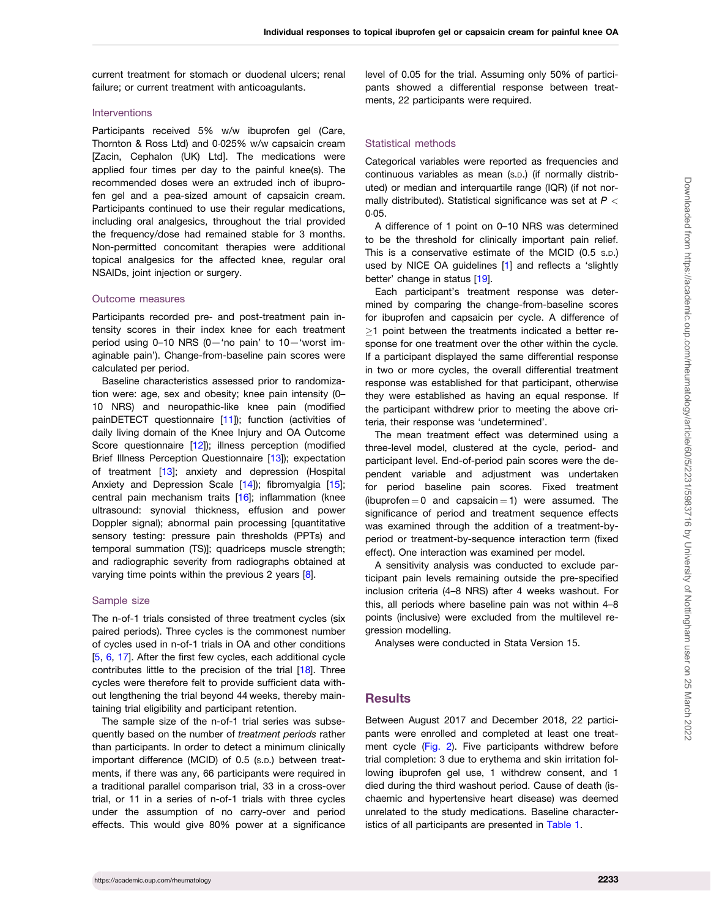current treatment for stomach or duodenal ulcers; renal failure; or current treatment with anticoagulants.

### Interventions

Participants received 5% w/w ibuprofen gel (Care, Thornton & Ross Ltd) and 0·025% w/w capsaicin cream [Zacin, Cephalon (UK) Ltd]. The medications were applied four times per day to the painful knee(s). The recommended doses were an extruded inch of ibuprofen gel and a pea-sized amount of capsaicin cream. Participants continued to use their regular medications, including oral analgesics, throughout the trial provided the frequency/dose had remained stable for 3 months. Non-permitted concomitant therapies were additional topical analgesics for the affected knee, regular oral NSAIDs, joint injection or surgery.

### Outcome measures

Participants recorded pre- and post-treatment pain intensity scores in their index knee for each treatment period using 0–10 NRS (0—'no pain' to 10—'worst imaginable pain'). Change-from-baseline pain scores were calculated per period.

Baseline characteristics assessed prior to randomization were: age, sex and obesity; knee pain intensity (0–10 NRS) and neuropathic-like knee pain (modified painDETECT questionnaire [11]); function (activities of daily living domain of the Knee Injury and OA Outcome Score questionnaire [12]); illness perception (modified Brief Illness Perception Questionnaire [13]); expectation of treatment [13]; anxiety and depression (Hospital Anxiety and Depression Scale [14]); fibromyalgia [15]; central pain mechanism traits [16]; inflammation (knee ultrasound: synovial thickness, effusion and power Doppler signal); abnormal pain processing [quantitative sensory testing: pressure pain thresholds (PPTs) and temporal summation (TS)]; quadriceps muscle strength; and radiographic severity from radiographs obtained at varying time points within the previous 2 years [8].

### Sample size

The n-of-1 trials consisted of three treatment cycles (six paired periods). Three cycles is the commonest number of cycles used in n-of-1 trials in OA and other conditions [5, 6, 17]. After the first few cycles, each additional cycle contributes little to the precision of the trial [18]. Three cycles were therefore felt to provide sufficient data without lengthening the trial beyond 44 weeks, thereby maintaining trial eligibility and participant retention.

The sample size of the n-of-1 trial series was subsequently based on the number of *treatment periods* rather than participants. In order to detect a minimum clinically important difference (MCID) of 0.5 (S.D.) between treatments, if there was any, 66 participants were required in a traditional parallel comparison trial, 33 in a cross-over trial, or 11 in a series of n-of-1 trials with three cycles under the assumption of no carry-over and period effects. This would give 80% power at a significance level of 0.05 for the trial. Assuming only 50% of participants showed a differential response between treatments, 22 participants were required.

### Statistical methods

Categorical variables were reported as frequencies and continuous variables as mean (S.D.) (if normally distributed) or median and interquartile range (IQR) (if not normally distributed). Statistical significance was set at $P < 0·05$.

A difference of 1 point on 0–10 NRS was determined to be the threshold for clinically important pain relief. This is a conservative estimate of the MCID (0.5 S.D.) used by NICE OA guidelines [1] and reflects a 'slightly better' change in status [19].

Each participant's treatment response was determined by comparing the change-from-baseline scores for ibuprofen and capsaicin per cycle. A difference of ≥1 point between the treatments indicated a better response for one treatment over the other within the cycle. If a participant displayed the same differential response in two or more cycles, the overall differential treatment response was established for that participant, otherwise they were established as having an equal response. If the participant withdrew prior to meeting the above criteria, their response was 'undetermined'.

The mean treatment effect was determined using a three-level model, clustered at the cycle, period- and participant level. End-of-period pain scores were the dependent variable and adjustment was undertaken for period baseline pain scores. Fixed treatment (ibuprofen = 0 and capsaicin = 1) were assumed. The significance of period and treatment sequence effects was examined through the addition of a treatment-by-period or treatment-by-sequence interaction term (fixed effect). One interaction was examined per model.

A sensitivity analysis was conducted to exclude participant pain levels remaining outside the pre-specified inclusion criteria (4–8 NRS) after 4 weeks washout. For this, all periods where baseline pain was not within 4–8 points (inclusive) were excluded from the multilevel regression modelling.

Analyses were conducted in Stata Version 15.

## Results

Between August 2017 and December 2018, 22 participants were enrolled and completed at least one treatment cycle (Fig. 2). Five participants withdrew before trial completion: 3 due to erythema and skin irritation following ibuprofen gel use, 1 withdrew consent, and 1 died during the third washout period. Cause of death (ischaemic and hypertensive heart disease) was deemed unrelated to the study medications. Baseline characteristics of all participants are presented in Table 1.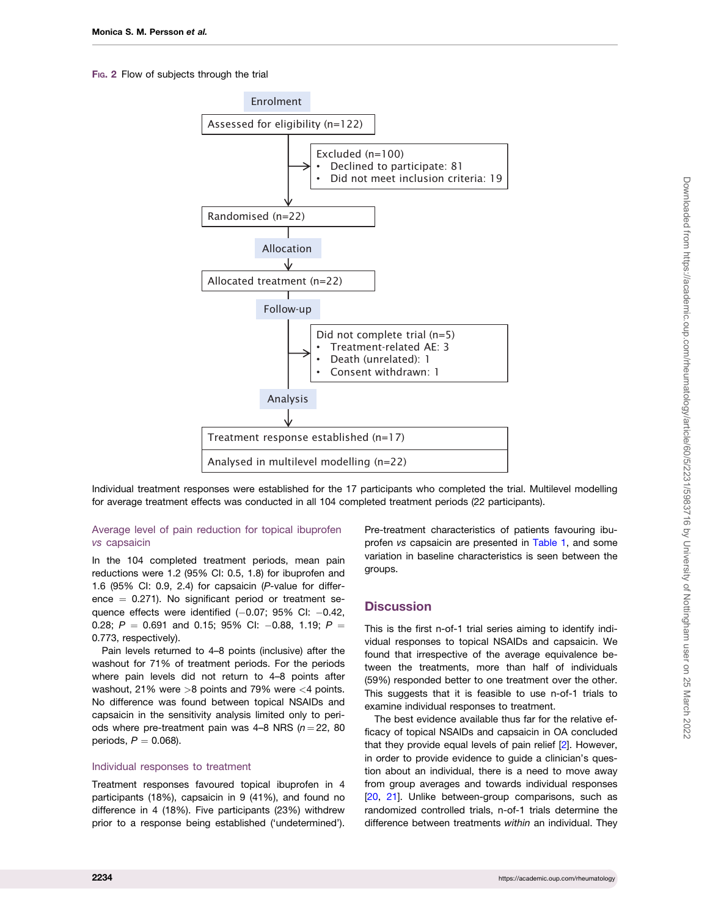Fig. 2 Flow of subjects through the trial

Enrolment

Assessed for eligibility (n=122)

Excluded (n=100)
- Declined to participate: 81
- Did not meet inclusion criteria: 19

Randomised (n=22)

Allocation

Allocated treatment (n=22)

Follow-up

Did not complete trial (n=5)
- Treatment-related AE: 3
- Death (unrelated): 1
- Consent withdrawn: 1

Analysis

Treatment response established (n=17)

Analysed in multilevel modelling (n=22)

Individual treatment responses were established for the 17 participants who completed the trial. Multilevel modelling for average treatment effects was conducted in all 104 completed treatment periods (22 participants).

### Average level of pain reduction for topical ibuprofen *vs* capsaicin

In the 104 completed treatment periods, mean pain reductions were 1.2 (95% CI: 0.5, 1.8) for ibuprofen and 1.6 (95% CI: 0.9, 2.4) for capsaicin (*P*-value for difference = 0.271). No significant period or treatment sequence effects were identified (−0.07; 95% CI: −0.42, 0.28; $P = 0.691$ and 0.15; 95% CI: −0.88, 1.19; $P = 0.773$, respectively).

Pain levels returned to 4–8 points (inclusive) after the washout for 71% of treatment periods. For the periods where pain levels did not return to 4–8 points after washout, 21% were >8 points and 79% were <4 points. No difference was found between topical NSAIDs and capsaicin in the sensitivity analysis limited only to periods where pre-treatment pain was 4–8 NRS ($n = 22$, 80 periods, $P = 0.068$).

### Individual responses to treatment

Treatment responses favoured topical ibuprofen in 4 participants (18%), capsaicin in 9 (41%), and found no difference in 4 (18%). Five participants (23%) withdrew prior to a response being established ('undetermined'). Pre-treatment characteristics of patients favouring ibuprofen *vs* capsaicin are presented in Table 1, and some variation in baseline characteristics is seen between the groups.

## Discussion

This is the first n-of-1 trial series aiming to identify individual responses to topical NSAIDs and capsaicin. We found that irrespective of the average equivalence between the treatments, more than half of individuals (59%) responded better to one treatment over the other. This suggests that it is feasible to use n-of-1 trials to examine individual responses to treatment.

The best evidence available thus far for the relative efficacy of topical NSAIDs and capsaicin in OA concluded that they provide equal levels of pain relief [2]. However, in order to provide evidence to guide a clinician's question about an individual, there is a need to move away from group averages and towards individual responses [20, 21]. Unlike between-group comparisons, such as randomized controlled trials, n-of-1 trials determine the difference between treatments *within* an individual. They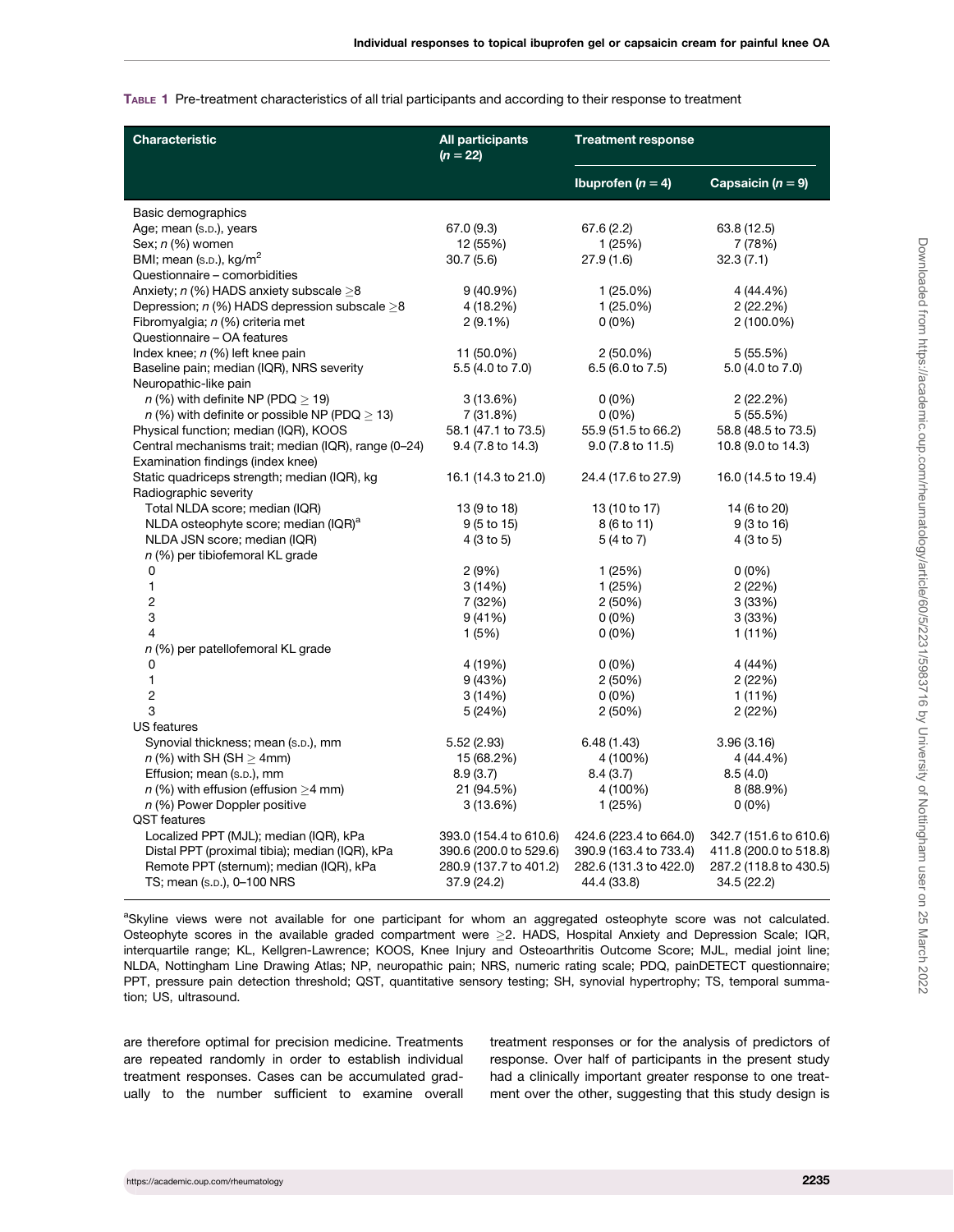**Table 1** Pre-treatment characteristics of all trial participants and according to their response to treatment

| Characteristic | All participants ($n = 22$) | Treatment response | |
|---|---|---|---|
| | | Ibuprofen ($n = 4$) | Capsaicin ($n = 9$) |
| Basic demographics | | | |
| Age; mean (S.D.), years | 67.0 (9.3) | 67.6 (2.2) | 63.8 (12.5) |
| Sex; $n$ (%) women | 12 (55%) | 1 (25%) | 7 (78%) |
| BMI; mean (S.D.), kg/m$^2$ | 30.7 (5.6) | 27.9 (1.6) | 32.3 (7.1) |
| Questionnaire – comorbidities | | | |
| Anxiety; $n$ (%) HADS anxiety subscale ≥8 | 9 (40.9%) | 1 (25.0%) | 4 (44.4%) |
| Depression; $n$ (%) HADS depression subscale ≥8 | 4 (18.2%) | 1 (25.0%) | 2 (22.2%) |
| Fibromyalgia; $n$ (%) criteria met | 2 (9.1%) | 0 (0%) | 2 (100.0%) |
| Questionnaire – OA features | | | |
| Index knee; $n$ (%) left knee pain | 11 (50.0%) | 2 (50.0%) | 5 (55.5%) |
| Baseline pain; median (IQR), NRS severity | 5.5 (4.0 to 7.0) | 6.5 (6.0 to 7.5) | 5.0 (4.0 to 7.0) |
| Neuropathic-like pain | | | |
| $n$ (%) with definite NP (PDQ ≥ 19) | 3 (13.6%) | 0 (0%) | 2 (22.2%) |
| $n$ (%) with definite or possible NP (PDQ ≥ 13) | 7 (31.8%) | 0 (0%) | 5 (55.5%) |
| Physical function; median (IQR), KOOS | 58.1 (47.1 to 73.5) | 55.9 (51.5 to 66.2) | 58.8 (48.5 to 73.5) |
| Central mechanisms trait; median (IQR), range (0–24) | 9.4 (7.8 to 14.3) | 9.0 (7.8 to 11.5) | 10.8 (9.0 to 14.3) |
| Examination findings (index knee) | | | |
| Static quadriceps strength; median (IQR), kg | 16.1 (14.3 to 21.0) | 24.4 (17.6 to 27.9) | 16.0 (14.5 to 19.4) |
| Radiographic severity | | | |
| Total NLDA score; median (IQR) | 13 (9 to 18) | 13 (10 to 17) | 14 (6 to 20) |
| NLDA osteophyte score; median (IQR)[a] | 9 (5 to 15) | 8 (6 to 11) | 9 (3 to 16) |
| NLDA JSN score; median (IQR) | 4 (3 to 5) | 5 (4 to 7) | 4 (3 to 5) |
| $n$ (%) per tibiofemoral KL grade | | | |
| 0 | 2 (9%) | 1 (25%) | 0 (0%) |
| 1 | 3 (14%) | 1 (25%) | 2 (22%) |
| 2 | 7 (32%) | 2 (50%) | 3 (33%) |
| 3 | 9 (41%) | 0 (0%) | 3 (33%) |
| 4 | 1 (5%) | 0 (0%) | 1 (11%) |
| $n$ (%) per patellofemoral KL grade | | | |
| 0 | 4 (19%) | 0 (0%) | 4 (44%) |
| 1 | 9 (43%) | 2 (50%) | 2 (22%) |
| 2 | 3 (14%) | 0 (0%) | 1 (11%) |
| 3 | 5 (24%) | 2 (50%) | 2 (22%) |
| US features | | | |
| Synovial thickness; mean (S.D.), mm | 5.52 (2.93) | 6.48 (1.43) | 3.96 (3.16) |
| $n$ (%) with SH (SH ≥ 4mm) | 15 (68.2%) | 4 (100%) | 4 (44.4%) |
| Effusion; mean (S.D.), mm | 8.9 (3.7) | 8.4 (3.7) | 8.5 (4.0) |
| $n$ (%) with effusion (effusion ≥4 mm) | 21 (94.5%) | 4 (100%) | 8 (88.9%) |
| $n$ (%) Power Doppler positive | 3 (13.6%) | 1 (25%) | 0 (0%) |
| QST features | | | |
| Localized PPT (MJL); median (IQR), kPa | 393.0 (154.4 to 610.6) | 424.6 (223.4 to 664.0) | 342.7 (151.6 to 610.6) |
| Distal PPT (proximal tibia); median (IQR), kPa | 390.6 (200.0 to 529.6) | 390.9 (163.4 to 733.4) | 411.8 (200.0 to 518.8) |
| Remote PPT (sternum); median (IQR), kPa | 280.9 (137.7 to 401.2) | 282.6 (131.3 to 422.0) | 287.2 (118.8 to 430.5) |
| TS; mean (S.D.), 0–100 NRS | 37.9 (24.2) | 44.4 (33.8) | 34.5 (22.2) |

[a]Skyline views were not available for one participant for whom an aggregated osteophyte score was not calculated. Osteophyte scores in the available graded compartment were ≥2. HADS, Hospital Anxiety and Depression Scale; IQR, interquartile range; KL, Kellgren-Lawrence; KOOS, Knee Injury and Osteoarthritis Outcome Score; MJL, medial joint line; NLDA, Nottingham Line Drawing Atlas; NP, neuropathic pain; NRS, numeric rating scale; PDQ, painDETECT questionnaire; PPT, pressure pain detection threshold; QST, quantitative sensory testing; SH, synovial hypertrophy; TS, temporal summation; US, ultrasound.

are therefore optimal for precision medicine. Treatments are repeated randomly in order to establish individual treatment responses. Cases can be accumulated gradually to the number sufficient to examine overall treatment responses or for the analysis of predictors of response. Over half of participants in the present study had a clinically important greater response to one treatment over the other, suggesting that this study design is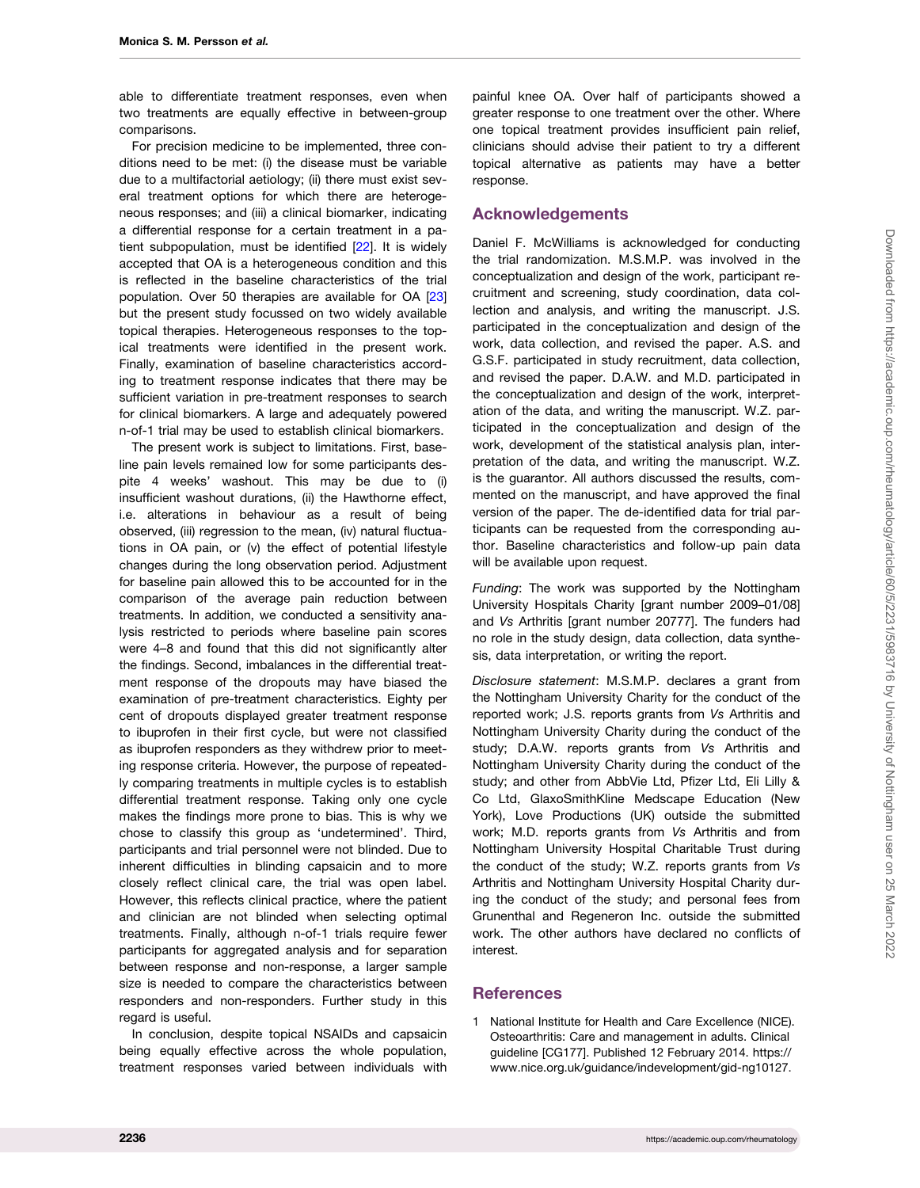able to differentiate treatment responses, even when two treatments are equally effective in between-group comparisons.

For precision medicine to be implemented, three conditions need to be met: (i) the disease must be variable due to a multifactorial aetiology; (ii) there must exist several treatment options for which there are heterogeneous responses; and (iii) a clinical biomarker, indicating a differential response for a certain treatment in a patient subpopulation, must be identified [22]. It is widely accepted that OA is a heterogeneous condition and this is reflected in the baseline characteristics of the trial population. Over 50 therapies are available for OA [23] but the present study focussed on two widely available topical therapies. Heterogeneous responses to the topical treatments were identified in the present work. Finally, examination of baseline characteristics according to treatment response indicates that there may be sufficient variation in pre-treatment responses to search for clinical biomarkers. A large and adequately powered n-of-1 trial may be used to establish clinical biomarkers.

The present work is subject to limitations. First, baseline pain levels remained low for some participants despite 4 weeks' washout. This may be due to (i) insufficient washout durations, (ii) the Hawthorne effect, i.e. alterations in behaviour as a result of being observed, (iii) regression to the mean, (iv) natural fluctuations in OA pain, or (v) the effect of potential lifestyle changes during the long observation period. Adjustment for baseline pain allowed this to be accounted for in the comparison of the average pain reduction between treatments. In addition, we conducted a sensitivity analysis restricted to periods where baseline pain scores were 4–8 and found that this did not significantly alter the findings. Second, imbalances in the differential treatment response of the dropouts may have biased the examination of pre-treatment characteristics. Eighty per cent of dropouts displayed greater treatment response to ibuprofen in their first cycle, but were not classified as ibuprofen responders as they withdrew prior to meeting response criteria. However, the purpose of repeatedly comparing treatments in multiple cycles is to establish differential treatment response. Taking only one cycle makes the findings more prone to bias. This is why we chose to classify this group as 'undetermined'. Third, participants and trial personnel were not blinded. Due to inherent difficulties in blinding capsaicin and to more closely reflect clinical care, the trial was open label. However, this reflects clinical practice, where the patient and clinician are not blinded when selecting optimal treatments. Finally, although n-of-1 trials require fewer participants for aggregated analysis and for separation between response and non-response, a larger sample size is needed to compare the characteristics between responders and non-responders. Further study in this regard is useful.

In conclusion, despite topical NSAIDs and capsaicin being equally effective across the whole population, treatment responses varied between individuals with painful knee OA. Over half of participants showed a greater response to one treatment over the other. Where one topical treatment provides insufficient pain relief, clinicians should advise their patient to try a different topical alternative as patients may have a better response.

## Acknowledgements

Daniel F. McWilliams is acknowledged for conducting the trial randomization. M.S.M.P. was involved in the conceptualization and design of the work, participant recruitment and screening, study coordination, data collection and analysis, and writing the manuscript. J.S. participated in the conceptualization and design of the work, data collection, and revised the paper. A.S. and G.S.F. participated in study recruitment, data collection, and revised the paper. D.A.W. and M.D. participated in the conceptualization and design of the work, interpretation of the data, and writing the manuscript. W.Z. participated in the conceptualization and design of the work, development of the statistical analysis plan, interpretation of the data, and writing the manuscript. W.Z. is the guarantor. All authors discussed the results, commented on the manuscript, and have approved the final version of the paper. The de-identified data for trial participants can be requested from the corresponding author. Baseline characteristics and follow-up pain data will be available upon request.

*Funding*: The work was supported by the Nottingham University Hospitals Charity [grant number 2009–01/08] and *Vs* Arthritis [grant number 20777]. The funders had no role in the study design, data collection, data synthesis, data interpretation, or writing the report.

*Disclosure statement*: M.S.M.P. declares a grant from the Nottingham University Charity for the conduct of the reported work; J.S. reports grants from *Vs* Arthritis and Nottingham University Charity during the conduct of the study; D.A.W. reports grants from *Vs* Arthritis and Nottingham University Charity during the conduct of the study; and other from AbbVie Ltd, Pfizer Ltd, Eli Lilly & Co Ltd, GlaxoSmithKline Medscape Education (New York), Love Productions (UK) outside the submitted work; M.D. reports grants from *Vs* Arthritis and from Nottingham University Hospital Charitable Trust during the conduct of the study; W.Z. reports grants from *Vs* Arthritis and Nottingham University Hospital Charity during the conduct of the study; and personal fees from Grunenthal and Regeneron Inc. outside the submitted work. The other authors have declared no conflicts of interest.

## References

1 National Institute for Health and Care Excellence (NICE). Osteoarthritis: Care and management in adults. Clinical guideline [CG177]. Published 12 February 2014. https://www.nice.org.uk/guidance/indevelopment/gid-ng10127.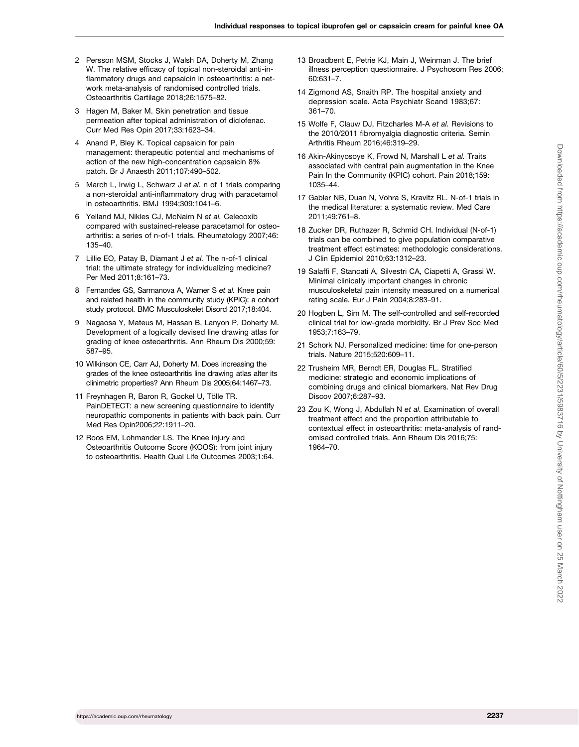2 Persson MSM, Stocks J, Walsh DA, Doherty M, Zhang W. The relative efficacy of topical non-steroidal anti-inflammatory drugs and capsaicin in osteoarthritis: a network meta-analysis of randomised controlled trials. Osteoarthritis Cartilage 2018;26:1575–82.

3 Hagen M, Baker M. Skin penetration and tissue permeation after topical administration of diclofenac. Curr Med Res Opin 2017;33:1623–34.

4 Anand P, Bley K. Topical capsaicin for pain management: therapeutic potential and mechanisms of action of the new high-concentration capsaicin 8% patch. Br J Anaesth 2011;107:490–502.

5 March L, Irwig L, Schwarz J *et al.* n of 1 trials comparing a non-steroidal anti-inflammatory drug with paracetamol in osteoarthritis. BMJ 1994;309:1041–6.

6 Yelland MJ, Nikles CJ, McNairn N *et al.* Celecoxib compared with sustained-release paracetamol for osteoarthritis: a series of n-of-1 trials. Rheumatology 2007;46: 135–40.

7 Lillie EO, Patay B, Diamant J *et al.* The n-of-1 clinical trial: the ultimate strategy for individualizing medicine? Per Med 2011;8:161–73.

8 Fernandes GS, Sarmanova A, Warner S *et al.* Knee pain and related health in the community study (KPIC): a cohort study protocol. BMC Musculoskelet Disord 2017;18:404.

9 Nagaosa Y, Mateus M, Hassan B, Lanyon P, Doherty M. Development of a logically devised line drawing atlas for grading of knee osteoarthritis. Ann Rheum Dis 2000;59: 587–95.

10 Wilkinson CE, Carr AJ, Doherty M. Does increasing the grades of the knee osteoarthritis line drawing atlas alter its clinimetric properties? Ann Rheum Dis 2005;64:1467–73.

11 Freynhagen R, Baron R, Gockel U, Tölle TR. PainDETECT: a new screening questionnaire to identify neuropathic components in patients with back pain. Curr Med Res Opin2006;22:1911–20.

12 Roos EM, Lohmander LS. The Knee injury and Osteoarthritis Outcome Score (KOOS): from joint injury to osteoarthritis. Health Qual Life Outcomes 2003;1:64.

13 Broadbent E, Petrie KJ, Main J, Weinman J. The brief illness perception questionnaire. J Psychosom Res 2006; 60:631–7.

14 Zigmond AS, Snaith RP. The hospital anxiety and depression scale. Acta Psychiatr Scand 1983;67: 361–70.

15 Wolfe F, Clauw DJ, Fitzcharles M-A *et al.* Revisions to the 2010/2011 fibromyalgia diagnostic criteria. Semin Arthritis Rheum 2016;46:319–29.

16 Akin-Akinyosoye K, Frowd N, Marshall L *et al.* Traits associated with central pain augmentation in the Knee Pain In the Community (KPIC) cohort. Pain 2018;159: 1035–44.

17 Gabler NB, Duan N, Vohra S, Kravitz RL. N-of-1 trials in the medical literature: a systematic review. Med Care 2011;49:761–8.

18 Zucker DR, Ruthazer R, Schmid CH. Individual (N-of-1) trials can be combined to give population comparative treatment effect estimates: methodologic considerations. J Clin Epidemiol 2010;63:1312–23.

19 Salaffi F, Stancati A, Silvestri CA, Ciapetti A, Grassi W. Minimal clinically important changes in chronic musculoskeletal pain intensity measured on a numerical rating scale. Eur J Pain 2004;8:283–91.

20 Hogben L, Sim M. The self-controlled and self-recorded clinical trial for low-grade morbidity. Br J Prev Soc Med 1953;7:163–79.

21 Schork NJ. Personalized medicine: time for one-person trials. Nature 2015;520:609–11.

22 Trusheim MR, Berndt ER, Douglas FL. Stratified medicine: strategic and economic implications of combining drugs and clinical biomarkers. Nat Rev Drug Discov 2007;6:287–93.

23 Zou K, Wong J, Abdullah N *et al.* Examination of overall treatment effect and the proportion attributable to contextual effect in osteoarthritis: meta-analysis of randomised controlled trials. Ann Rheum Dis 2016;75: 1964–70.